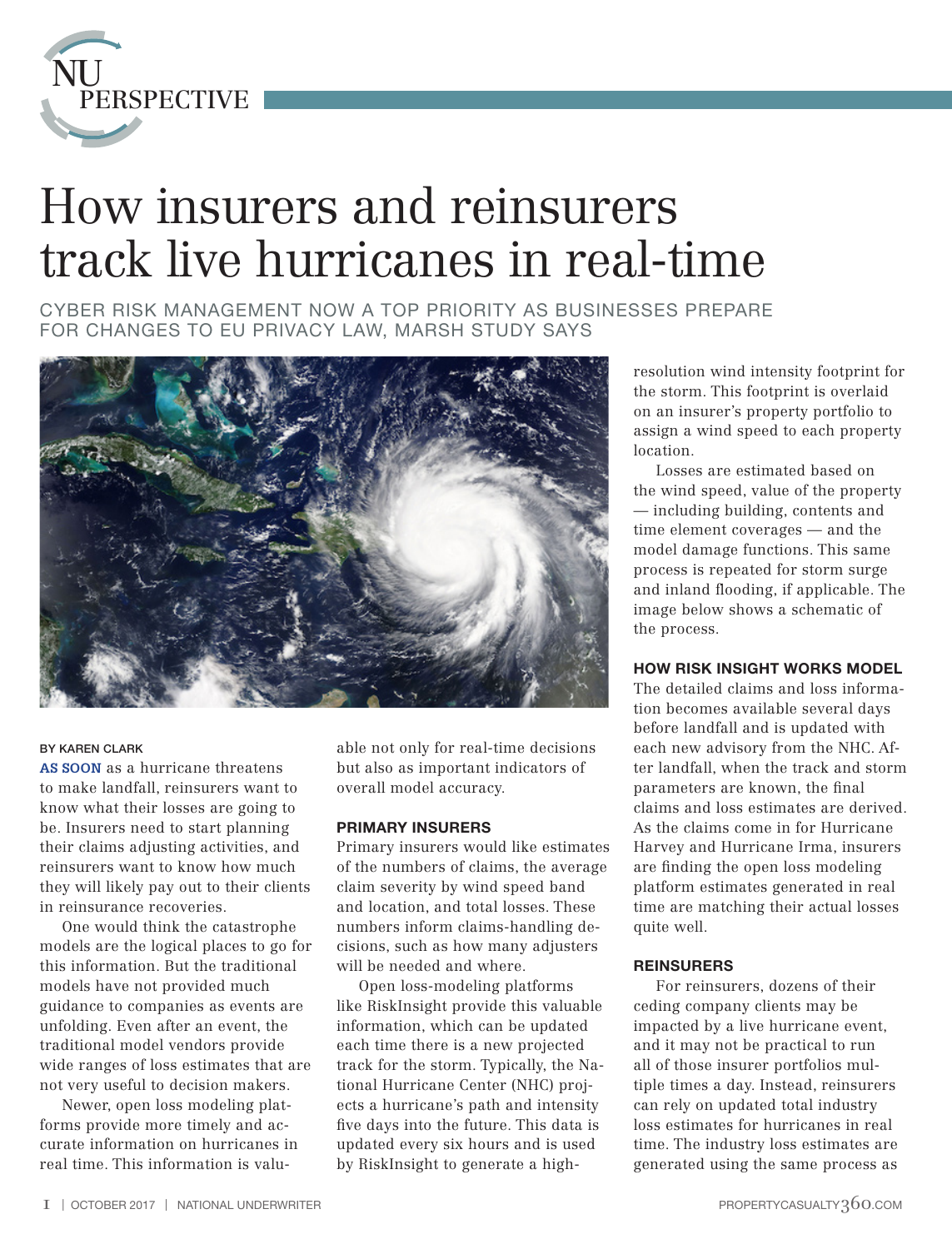NU PERSPECTIVE

# How insurers and reinsurers track live hurricanes in real-time

CYBER RISK MANAGEMENT NOW A TOP PRIORITY AS BUSINESSES PREPARE FOR CHANGES TO EU PRIVACY LAW, MARSH STUDY SAYS

BY KAREN CLARK

**AS SOON** as a hurricane threatens to make landfall, reinsurers want to know what their losses are going to be. Insurers need to start planning their claims adjusting activities, and reinsurers want to know how much they will likely pay out to their clients in reinsurance recoveries.

One would think the catastrophe models are the logical places to go for this information. But the traditional models have not provided much guidance to companies as events are unfolding. Even after an event, the traditional model vendors provide wide ranges of loss estimates that are not very useful to decision makers.

Newer, open loss modeling platforms provide more timely and accurate information on hurricanes in real time. This information is valuable not only for real-time decisions but also as important indicators of overall model accuracy.

### PRIMARY INSURERS

Primary insurers would like estimates of the numbers of claims, the average claim severity by wind speed band and location, and total losses. These numbers inform claims-handling decisions, such as how many adjusters will be needed and where.

Open loss-modeling platforms like RiskInsight provide this valuable information, which can be updated each time there is a new projected track for the storm. Typically, the National Hurricane Center (NHC) projects a hurricane's path and intensity five days into the future. This data is updated every six hours and is used by RiskInsight to generate a high-resolution wind intensity footprint for the storm. This footprint is overlaid on an insurer's property portfolio to assign a wind speed to each property location.

Losses are estimated based on the wind speed, value of the property — including building, contents and time element coverages — and the model damage functions. This same process is repeated for storm surge and inland flooding, if applicable. The image below shows a schematic of the process.

### HOW RISK INSIGHT WORKS MODEL

The detailed claims and loss information becomes available several days before landfall and is updated with each new advisory from the NHC. After landfall, when the track and storm parameters are known, the final claims and loss estimates are derived. As the claims come in for Hurricane Harvey and Hurricane Irma, insurers are finding the open loss modeling platform estimates generated in real time are matching their actual losses quite well.

### REINSURERS

For reinsurers, dozens of their ceding company clients may be impacted by a live hurricane event, and it may not be practical to run all of those insurer portfolios multiple times a day. Instead, reinsurers can rely on updated total industry loss estimates for hurricanes in real time. The industry loss estimates are generated using the same process as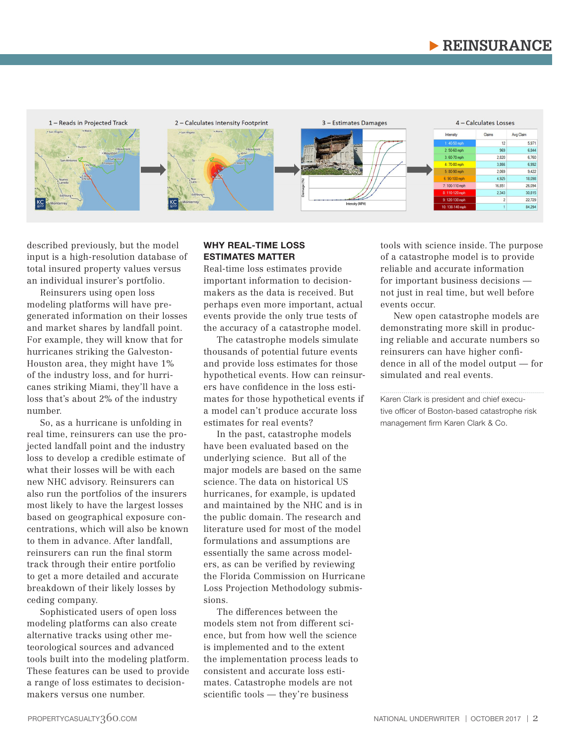1 – Reads in Projected Track

2 – Calculates Intensity Footprint

3 – Estimates Damages

4 – Calculates Losses

| Intensity | Claims | Avg Claim |
|---|---|---|
| 1: 40-50 mph | 12 | 5,971 |
| 2: 50-60 mph | 969 | 6,844 |
| 3: 60-70 mph | 2,820 | 6,760 |
| 4: 70-80 mph | 3,866 | 6,992 |
| 5: 80-90 mph | 2,069 | 9,422 |
| 6: 90-100 mph | 4,925 | 18,098 |
| 7: 100-110 mph | 16,851 | 26,094 |
| 8: 110-120 mph | 2,343 | 30,815 |
| 9: 120-130 mph | 2 | 22,729 |
| 10: 130-140 mph | 1 | 84,294 |

described previously, but the model input is a high-resolution database of total insured property values versus an individual insurer's portfolio.

Reinsurers using open loss modeling platforms will have pre-generated information on their losses and market shares by landfall point. For example, they will know that for hurricanes striking the Galveston-Houston area, they might have 1% of the industry loss, and for hurricanes striking Miami, they'll have a loss that's about 2% of the industry number.

So, as a hurricane is unfolding in real time, reinsurers can use the projected landfall point and the industry loss to develop a credible estimate of what their losses will be with each new NHC advisory. Reinsurers can also run the portfolios of the insurers most likely to have the largest losses based on geographical exposure concentrations, which will also be known to them in advance. After landfall, reinsurers can run the final storm track through their entire portfolio to get a more detailed and accurate breakdown of their likely losses by ceding company.

Sophisticated users of open loss modeling platforms can also create alternative tracks using other meteorological sources and advanced tools built into the modeling platform. These features can be used to provide a range of loss estimates to decision-makers versus one number.

## WHY REAL-TIME LOSS ESTIMATES MATTER

Real-time loss estimates provide important information to decision-makers as the data is received. But perhaps even more important, actual events provide the only true tests of the accuracy of a catastrophe model.

The catastrophe models simulate thousands of potential future events and provide loss estimates for those hypothetical events. How can reinsurers have confidence in the loss estimates for those hypothetical events if a model can't produce accurate loss estimates for real events?

In the past, catastrophe models have been evaluated based on the underlying science. But all of the major models are based on the same science. The data on historical US hurricanes, for example, is updated and maintained by the NHC and is in the public domain. The research and literature used for most of the model formulations and assumptions are essentially the same across modelers, as can be verified by reviewing the Florida Commission on Hurricane Loss Projection Methodology submissions.

The differences between the models stem not from different science, but from how well the science is implemented and to the extent the implementation process leads to consistent and accurate loss estimates. Catastrophe models are not scientific tools — they're business tools with science inside. The purpose of a catastrophe model is to provide reliable and accurate information for important business decisions — not just in real time, but well before events occur.

New open catastrophe models are demonstrating more skill in producing reliable and accurate numbers so reinsurers can have higher confidence in all of the model output — for simulated and real events.

Karen Clark is president and chief executive officer of Boston-based catastrophe risk management firm Karen Clark & Co.